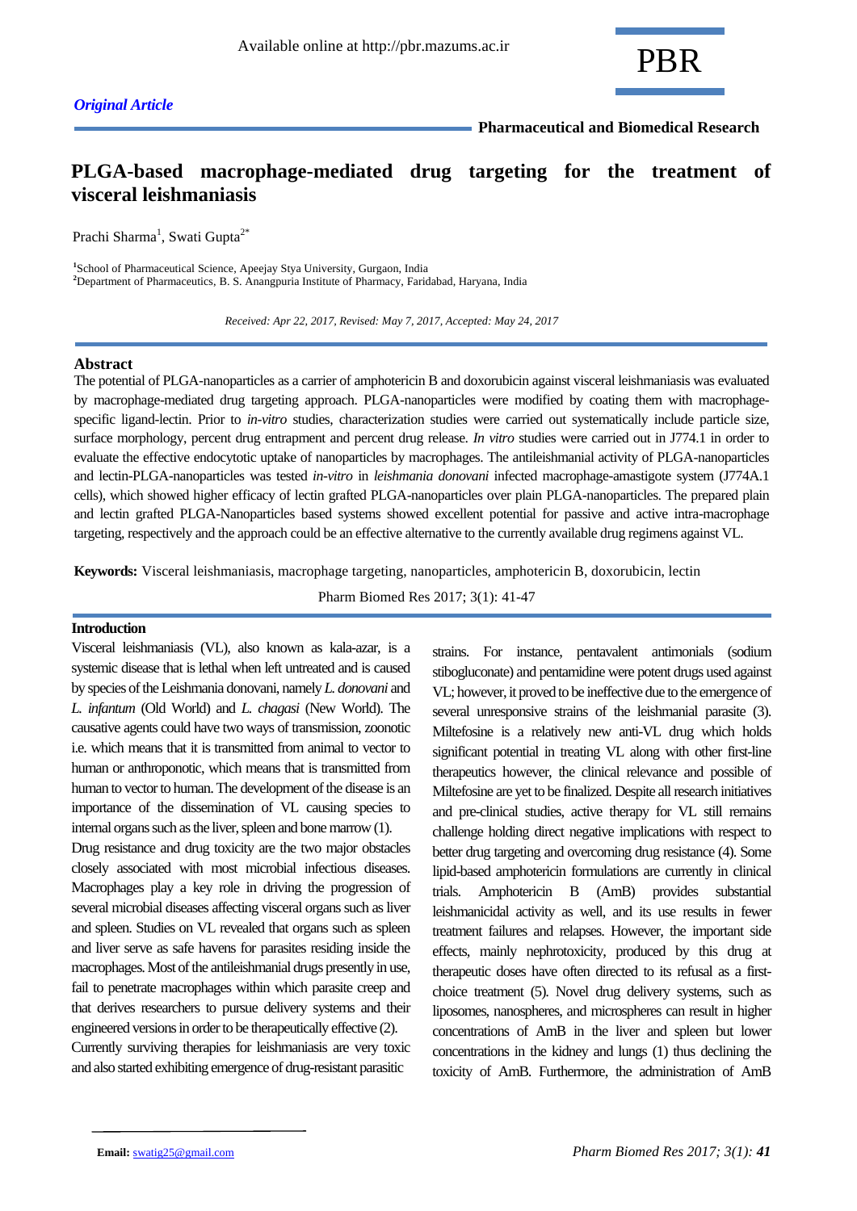*Original Article*

# PLGA-based macrophage-mediated drug targeting for the treatment of visceral leishmaniasis

Prachi Sharma[1], Swati Gupta[2*]

[1]School of Pharmaceutical Science, Apeejay Stya University, Gurgaon, India
[2]Department of Pharmaceutics, B. S. Anangpuria Institute of Pharmacy, Faridabad, Haryana, India

*Received: Apr 22, 2017, Revised: May 7, 2017, Accepted: May 24, 2017*

## Abstract

The potential of PLGA-nanoparticles as a carrier of amphotericin B and doxorubicin against visceral leishmaniasis was evaluated by macrophage-mediated drug targeting approach. PLGA-nanoparticles were modified by coating them with macrophage-specific ligand-lectin. Prior to *in-vitro* studies, characterization studies were carried out systematically include particle size, surface morphology, percent drug entrapment and percent drug release. *In vitro* studies were carried out in J774.1 in order to evaluate the effective endocytotic uptake of nanoparticles by macrophages. The antileishmanial activity of PLGA-nanoparticles and lectin-PLGA-nanoparticles was tested *in-vitro* in *leishmania donovani* infected macrophage-amastigote system (J774A.1 cells), which showed higher efficacy of lectin grafted PLGA-nanoparticles over plain PLGA-nanoparticles. The prepared plain and lectin grafted PLGA-Nanoparticles based systems showed excellent potential for passive and active intra-macrophage targeting, respectively and the approach could be an effective alternative to the currently available drug regimens against VL.

**Keywords:** Visceral leishmaniasis, macrophage targeting, nanoparticles, amphotericin B, doxorubicin, lectin

Pharm Biomed Res 2017; 3(1): 41-47

## Introduction

Visceral leishmaniasis (VL), also known as kala-azar, is a systemic disease that is lethal when left untreated and is caused by species of the Leishmania donovani, namely *L. donovani* and *L. infantum* (Old World) and *L. chagasi* (New World). The causative agents could have two ways of transmission, zoonotic i.e. which means that it is transmitted from animal to vector to human or anthroponotic, which means that is transmitted from human to vector to human. The development of the disease is an importance of the dissemination of VL causing species to internal organs such as the liver, spleen and bone marrow (1).

Drug resistance and drug toxicity are the two major obstacles closely associated with most microbial infectious diseases. Macrophages play a key role in driving the progression of several microbial diseases affecting visceral organs such as liver and spleen. Studies on VL revealed that organs such as spleen and liver serve as safe havens for parasites residing inside the macrophages. Most of the antileishmanial drugs presently in use, fail to penetrate macrophages within which parasite creep and that derives researchers to pursue delivery systems and their engineered versions in order to be therapeutically effective (2).

Currently surviving therapies for leishmaniasis are very toxic and also started exhibiting emergence of drug-resistant parasitic strains. For instance, pentavalent antimonials (sodium stibogluconate) and pentamidine were potent drugs used against VL; however, it proved to be ineffective due to the emergence of several unresponsive strains of the leishmanial parasite (3). Miltefosine is a relatively new anti-VL drug which holds significant potential in treating VL along with other first-line therapeutics however, the clinical relevance and possible of Miltefosine are yet to be finalized. Despite all research initiatives and pre-clinical studies, active therapy for VL still remains challenge holding direct negative implications with respect to better drug targeting and overcoming drug resistance (4). Some lipid-based amphotericin formulations are currently in clinical trials. Amphotericin B (AmB) provides substantial leishmanicidal activity as well, and its use results in fewer treatment failures and relapses. However, the important side effects, mainly nephrotoxicity, produced by this drug at therapeutic doses have often directed to its refusal as a first-choice treatment (5). Novel drug delivery systems, such as liposomes, nanospheres, and microspheres can result in higher concentrations of AmB in the liver and spleen but lower concentrations in the kidney and lungs (1) thus declining the toxicity of AmB. Furthermore, the administration of AmB

**Email:** swatig25@gmail.com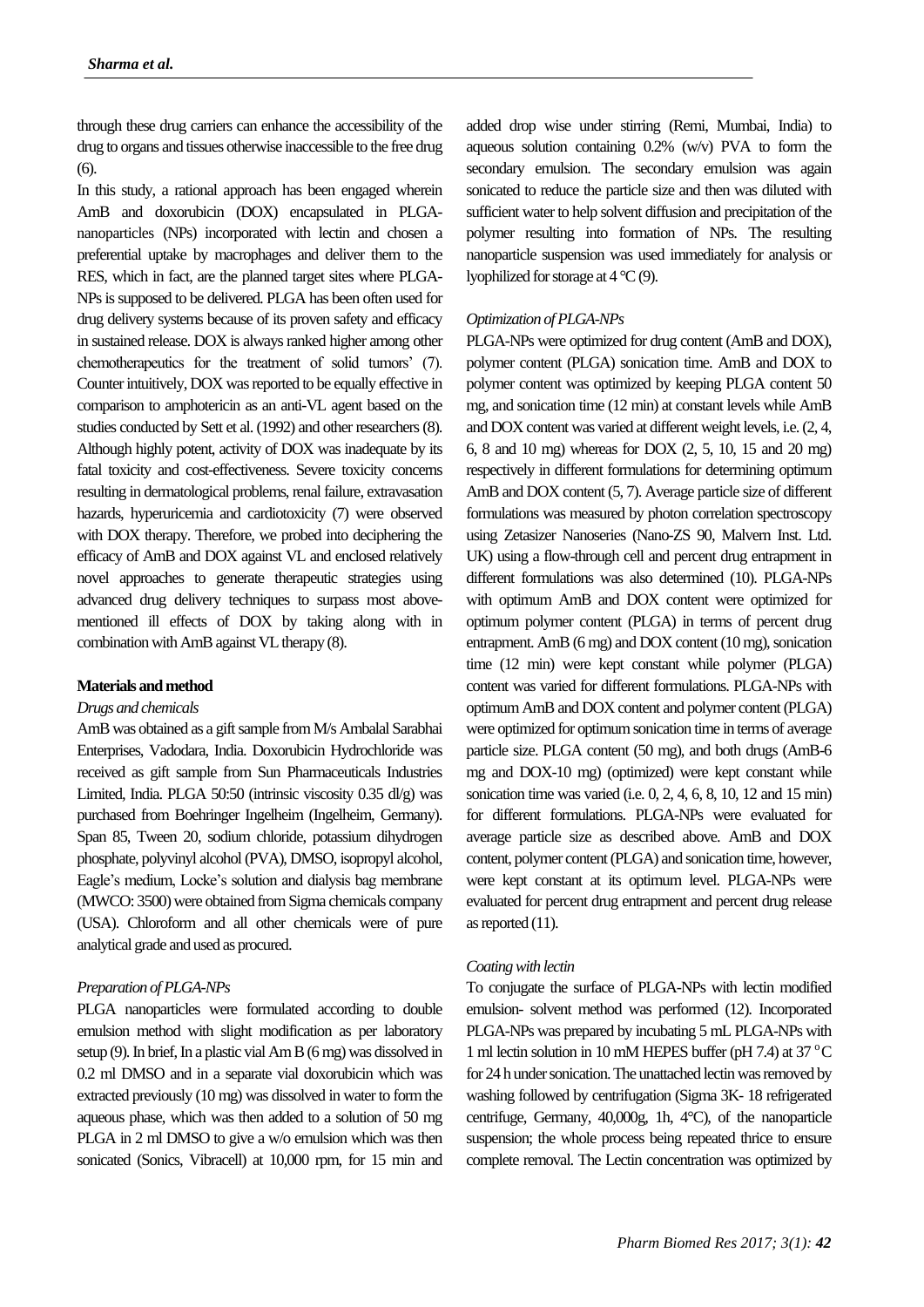through these drug carriers can enhance the accessibility of the drug to organs and tissues otherwise inaccessible to the free drug (6).

In this study, a rational approach has been engaged wherein AmB and doxorubicin (DOX) encapsulated in PLGA-nanoparticles (NPs) incorporated with lectin and chosen a preferential uptake by macrophages and deliver them to the RES, which in fact, are the planned target sites where PLGA-NPs is supposed to be delivered. PLGA has been often used for drug delivery systems because of its proven safety and efficacy in sustained release. DOX is always ranked higher among other chemotherapeutics for the treatment of solid tumors' (7). Counter intuitively, DOX was reported to be equally effective in comparison to amphotericin as an anti-VL agent based on the studies conducted by Sett et al. (1992) and other researchers (8). Although highly potent, activity of DOX was inadequate by its fatal toxicity and cost-effectiveness. Severe toxicity concerns resulting in dermatological problems, renal failure, extravasation hazards, hyperuricemia and cardiotoxicity (7) were observed with DOX therapy. Therefore, we probed into deciphering the efficacy of AmB and DOX against VL and enclosed relatively novel approaches to generate therapeutic strategies using advanced drug delivery techniques to surpass most above-mentioned ill effects of DOX by taking along with in combination with AmB against VL therapy (8).

## Materials and method

### *Drugs and chemicals*

AmB was obtained as a gift sample from M/s Ambalal Sarabhai Enterprises, Vadodara, India. Doxorubicin Hydrochloride was received as gift sample from Sun Pharmaceuticals Industries Limited, India. PLGA 50:50 (intrinsic viscosity 0.35 dl/g) was purchased from Boehringer Ingelheim (Ingelheim, Germany). Span 85, Tween 20, sodium chloride, potassium dihydrogen phosphate, polyvinyl alcohol (PVA), DMSO, isopropyl alcohol, Eagle's medium, Locke's solution and dialysis bag membrane (MWCO: 3500) were obtained from Sigma chemicals company (USA). Chloroform and all other chemicals were of pure analytical grade and used as procured.

### *Preparation of PLGA-NPs*

PLGA nanoparticles were formulated according to double emulsion method with slight modification as per laboratory setup (9). In brief, In a plastic vial Am B (6 mg) was dissolved in 0.2 ml DMSO and in a separate vial doxorubicin which was extracted previously (10 mg) was dissolved in water to form the aqueous phase, which was then added to a solution of 50 mg PLGA in 2 ml DMSO to give a w/o emulsion which was then sonicated (Sonics, Vibracell) at 10,000 rpm, for 15 min and added drop wise under stirring (Remi, Mumbai, India) to aqueous solution containing 0.2% (w/v) PVA to form the secondary emulsion. The secondary emulsion was again sonicated to reduce the particle size and then was diluted with sufficient water to help solvent diffusion and precipitation of the polymer resulting into formation of NPs. The resulting nanoparticle suspension was used immediately for analysis or lyophilized for storage at 4 °C (9).

### *Optimization of PLGA-NPs*

PLGA-NPs were optimized for drug content (AmB and DOX), polymer content (PLGA) sonication time. AmB and DOX to polymer content was optimized by keeping PLGA content 50 mg, and sonication time (12 min) at constant levels while AmB and DOX content was varied at different weight levels, i.e. (2, 4, 6, 8 and 10 mg) whereas for DOX (2, 5, 10, 15 and 20 mg) respectively in different formulations for determining optimum AmB and DOX content (5, 7). Average particle size of different formulations was measured by photon correlation spectroscopy using Zetasizer Nanoseries (Nano-ZS 90, Malvern Inst. Ltd. UK) using a flow-through cell and percent drug entrapment in different formulations was also determined (10). PLGA-NPs with optimum AmB and DOX content were optimized for optimum polymer content (PLGA) in terms of percent drug entrapment. AmB (6 mg) and DOX content (10 mg), sonication time (12 min) were kept constant while polymer (PLGA) content was varied for different formulations. PLGA-NPs with optimum AmB and DOX content and polymer content (PLGA) were optimized for optimum sonication time in terms of average particle size. PLGA content (50 mg), and both drugs (AmB-6 mg and DOX-10 mg) (optimized) were kept constant while sonication time was varied (i.e. 0, 2, 4, 6, 8, 10, 12 and 15 min) for different formulations. PLGA-NPs were evaluated for average particle size as described above. AmB and DOX content, polymer content (PLGA) and sonication time, however, were kept constant at its optimum level. PLGA-NPs were evaluated for percent drug entrapment and percent drug release as reported (11).

### *Coating with lectin*

To conjugate the surface of PLGA-NPs with lectin modified emulsion- solvent method was performed (12). Incorporated PLGA-NPs was prepared by incubating 5 mL PLGA-NPs with 1 ml lectin solution in 10 mM HEPES buffer (pH 7.4) at 37 °C for 24 h under sonication. The unattached lectin was removed by washing followed by centrifugation (Sigma 3K- 18 refrigerated centrifuge, Germany, 40,000g, 1h, 4°C), of the nanoparticle suspension; the whole process being repeated thrice to ensure complete removal. The Lectin concentration was optimized by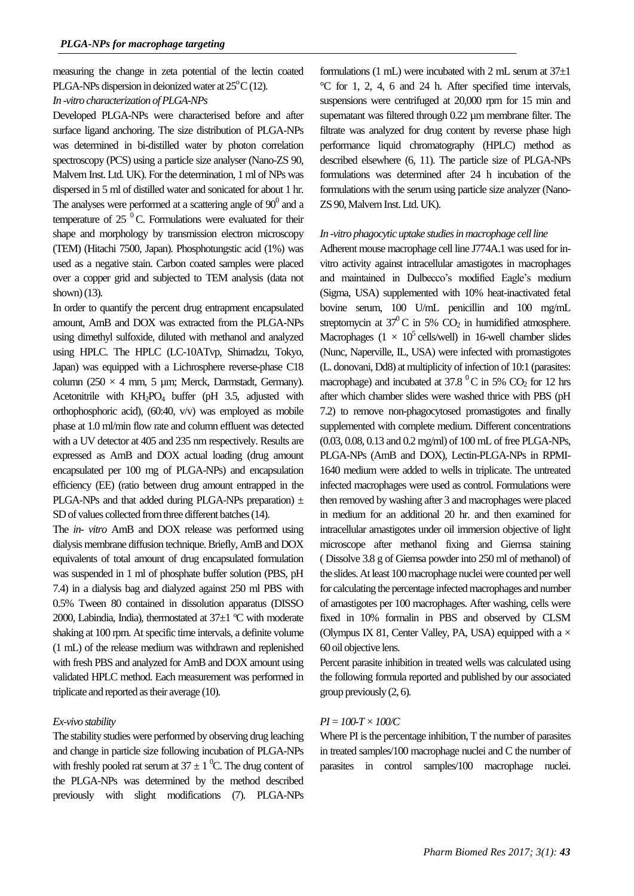measuring the change in zeta potential of the lectin coated PLGA-NPs dispersion in deionized water at $25^{o}C$ (12).

### *In -vitro characterization of PLGA-NPs*

Developed PLGA-NPs were characterised before and after surface ligand anchoring. The size distribution of PLGA-NPs was determined in bi-distilled water by photon correlation spectroscopy (PCS) using a particle size analyser (Nano-ZS 90, Malvern Inst. Ltd. UK). For the determination, 1 ml of NPs was dispersed in 5 ml of distilled water and sonicated for about 1 hr. The analyses were performed at a scattering angle of $90^{0}$ and a temperature of 25 $^{0}$C. Formulations were evaluated for their shape and morphology by transmission electron microscopy (TEM) (Hitachi 7500, Japan). Phosphotungstic acid (1%) was used as a negative stain. Carbon coated samples were placed over a copper grid and subjected to TEM analysis (data not shown) (13).

In order to quantify the percent drug entrapment encapsulated amount, AmB and DOX was extracted from the PLGA-NPs using dimethyl sulfoxide, diluted with methanol and analyzed using HPLC. The HPLC (LC-10ATvp, Shimadzu, Tokyo, Japan) was equipped with a Lichrosphere reverse-phase C18 column (250 × 4 mm, 5 µm; Merck, Darmstadt, Germany). Acetonitrile with $KH_2PO_4$ buffer (pH 3.5, adjusted with orthophosphoric acid), (60:40, v/v) was employed as mobile phase at 1.0 ml/min flow rate and column effluent was detected with a UV detector at 405 and 235 nm respectively. Results are expressed as AmB and DOX actual loading (drug amount encapsulated per 100 mg of PLGA-NPs) and encapsulation efficiency (EE) (ratio between drug amount entrapped in the PLGA-NPs and that added during PLGA-NPs preparation) ± SD of values collected from three different batches (14).

The *in- vitro* AmB and DOX release was performed using dialysis membrane diffusion technique. Briefly, AmB and DOX equivalents of total amount of drug encapsulated formulation was suspended in 1 ml of phosphate buffer solution (PBS, pH 7.4) in a dialysis bag and dialyzed against 250 ml PBS with 0.5% Tween 80 contained in dissolution apparatus (DISSO 2000, Labindia, India), thermostated at 37±1 ºC with moderate shaking at 100 rpm. At specific time intervals, a definite volume (1 mL) of the release medium was withdrawn and replenished with fresh PBS and analyzed for AmB and DOX amount using validated HPLC method. Each measurement was performed in triplicate and reported as their average (10).

### *Ex-vivo stability*

The stability studies were performed by observing drug leaching and change in particle size following incubation of PLGA-NPs with freshly pooled rat serum at 37 ± 1 $^{0}$C. The drug content of the PLGA-NPs was determined by the method described previously with slight modifications (7). PLGA-NPs formulations (1 mL) were incubated with 2 mL serum at 37±1 °C for 1, 2, 4, 6 and 24 h. After specified time intervals, suspensions were centrifuged at 20,000 rpm for 15 min and supernatant was filtered through 0.22 µm membrane filter. The filtrate was analyzed for drug content by reverse phase high performance liquid chromatography (HPLC) method as described elsewhere (6, 11). The particle size of PLGA-NPs formulations was determined after 24 h incubation of the formulations with the serum using particle size analyzer (Nano-ZS 90, Malvern Inst. Ltd. UK).

### *In -vitro phagocytic uptake studies in macrophage cell line*

Adherent mouse macrophage cell line J774A.1 was used for in-vitro activity against intracellular amastigotes in macrophages and maintained in Dulbecco's modified Eagle's medium (Sigma, USA) supplemented with 10% heat-inactivated fetal bovine serum, 100 U/mL penicillin and 100 mg/mL streptomycin at $37^{0}$ C in 5% $CO_2$ in humidified atmosphere. Macrophages (1 × $10^{5}$ cells/well) in 16-well chamber slides (Nunc, Naperville, IL, USA) were infected with promastigotes (L. donovani, Dd8) at multiplicity of infection of 10:1 (parasites: macrophage) and incubated at 37.8 $^{0}$C in 5% $CO_2$ for 12 hrs after which chamber slides were washed thrice with PBS (pH 7.2) to remove non-phagocytosed promastigotes and finally supplemented with complete medium. Different concentrations (0.03, 0.08, 0.13 and 0.2 mg/ml) of 100 mL of free PLGA-NPs, PLGA-NPs (AmB and DOX), Lectin-PLGA-NPs in RPMI-1640 medium were added to wells in triplicate. The untreated infected macrophages were used as control. Formulations were then removed by washing after 3 and macrophages were placed in medium for an additional 20 hr. and then examined for intracellular amastigotes under oil immersion objective of light microscope after methanol fixing and Giemsa staining ( Dissolve 3.8 g of Giemsa powder into 250 ml of methanol) of the slides. At least 100 macrophage nuclei were counted per well for calculating the percentage infected macrophages and number of amastigotes per 100 macrophages. After washing, cells were fixed in 10% formalin in PBS and observed by CLSM (Olympus IX 81, Center Valley, PA, USA) equipped with a × 60 oil objective lens.

Percent parasite inhibition in treated wells was calculated using the following formula reported and published by our associated group previously (2, 6).

$$PI = 100 - T \times 100/C$$

Where PI is the percentage inhibition, T the number of parasites in treated samples/100 macrophage nuclei and C the number of parasites in control samples/100 macrophage nuclei.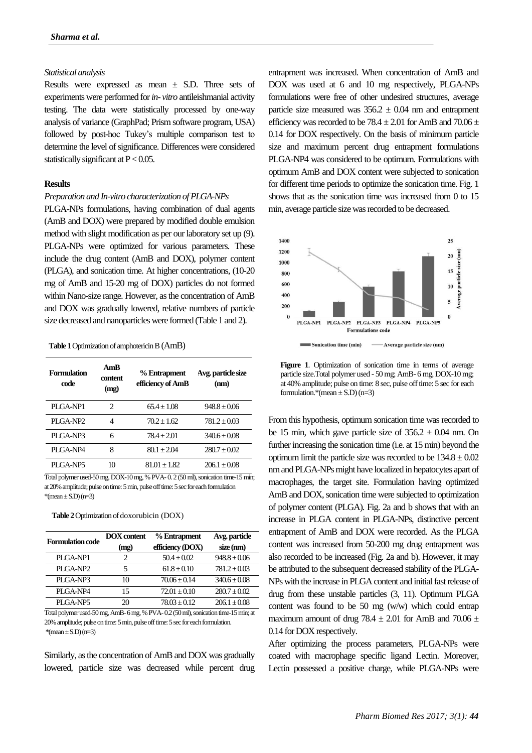*Statistical analysis*

Results were expressed as mean ± S.D. Three sets of experiments were performed for *in- vitro* antileishmanial activity testing. The data were statistically processed by one-way analysis of variance (GraphPad; Prism software program, USA) followed by post-hoc Tukey's multiple comparison test to determine the level of significance. Differences were considered statistically significant at $P < 0.05$.

## Results

*Preparation and In-vitro characterization of PLGA-NPs*

PLGA-NPs formulations, having combination of dual agents (AmB and DOX) were prepared by modified double emulsion method with slight modification as per our laboratory set up (9). PLGA-NPs were optimized for various parameters. These include the drug content (AmB and DOX), polymer content (PLGA), and sonication time. At higher concentrations, (10-20 mg of AmB and 15-20 mg of DOX) particles do not formed within Nano-size range. However, as the concentration of AmB and DOX was gradually lowered, relative numbers of particle size decreased and nanoparticles were formed (Table 1 and 2).

**Table 1** Optimization of amphotericin B (AmB)

| Formulation code | AmB content (mg) | % Entrapment efficiency of AmB | Avg. particle size (nm) |
|---|---|---|---|
| PLGA-NP1 | 2 | 65.4 ± 1.08 | 948.8 ± 0.06 |
| PLGA-NP2 | 4 | 70.2 ± 1.62 | 781.2 ± 0.03 |
| PLGA-NP3 | 6 | 78.4 ± 2.01 | 340.6 ± 0.08 |
| PLGA-NP4 | 8 | 80.1 ± 2.04 | 280.7 ± 0.02 |
| PLGA-NP5 | 10 | 81.01 ± 1.82 | 206.1 ± 0.08 |

Total polymer used-50 mg, DOX-10 mg, % PVA- 0. 2 (50 ml), sonication time-15 min; at 20% amplitude; pulse on time: 5 min, pulse off time: 5 sec for each formulation
*(mean ± S.D) (n=3)

**Table 2** Optimization of doxorubicin (DOX)

| Formulation code | DOX content (mg) | % Entrapment efficiency (DOX) | Avg. particle size (nm) |
|---|---|---|---|
| PLGA-NP1 | 2 | 50.4 ± 0.02 | 948.8 ± 0.06 |
| PLGA-NP2 | 5 | 61.8 ± 0.10 | 781.2 ± 0.03 |
| PLGA-NP3 | 10 | 70.06 ± 0.14 | 340.6 ± 0.08 |
| PLGA-NP4 | 15 | 72.01 ± 0.10 | 280.7 ± 0.02 |
| PLGA-NP5 | 20 | 78.03 ± 0.12 | 206.1 ± 0.08 |

Total polymer used-50 mg, AmB- 6 mg, % PVA- 0.2 (50 ml), sonication time-15 min; at 20% amplitude; pulse on time: 5 min, pulse off time: 5 sec for each formulation.
*(mean ± S.D) (n=3)

Similarly, as the concentration of AmB and DOX was gradually lowered, particle size was decreased while percent drug entrapment was increased. When concentration of AmB and DOX was used at 6 and 10 mg respectively, PLGA-NPs formulations were free of other undesired structures, average particle size measured was 356.2 ± 0.04 nm and entrapment efficiency was recorded to be 78.4 ± 2.01 for AmB and 70.06 ± 0.14 for DOX respectively. On the basis of minimum particle size and maximum percent drug entrapment formulations PLGA-NP4 was considered to be optimum. Formulations with optimum AmB and DOX content were subjected to sonication for different time periods to optimize the sonication time. Fig. 1 shows that as the sonication time was increased from 0 to 15 min, average particle size was recorded to be decreased.

**Figure 1**. Optimization of sonication time in terms of average particle size.Total polymer used - 50 mg; AmB- 6 mg, DOX-10 mg; at 40% amplitude; pulse on time: 8 sec, pulse off time: 5 sec for each formulation.*(mean ± S.D) (n=3)

From this hypothesis, optimum sonication time was recorded to be 15 min, which gave particle size of 356.2 ± 0.04 nm. On further increasing the sonication time (i.e. at 15 min) beyond the optimum limit the particle size was recorded to be 134.8 ± 0.02 nm and PLGA-NPs might have localized in hepatocytes apart of macrophages, the target site. Formulation having optimized AmB and DOX, sonication time were subjected to optimization of polymer content (PLGA). Fig. 2a and b shows that with an increase in PLGA content in PLGA-NPs, distinctive percent entrapment of AmB and DOX were recorded. As the PLGA content was increased from 50-200 mg drug entrapment was also recorded to be increased (Fig. 2a and b). However, it may be attributed to the subsequent decreased stability of the PLGA-NPs with the increase in PLGA content and initial fast release of drug from these unstable particles (3, 11). Optimum PLGA content was found to be 50 mg (w/w) which could entrap maximum amount of drug 78.4 ± 2.01 for AmB and 70.06 ± 0.14 for DOX respectively.

After optimizing the process parameters, PLGA-NPs were coated with macrophage specific ligand Lectin. Moreover, Lectin possessed a positive charge, while PLGA-NPs were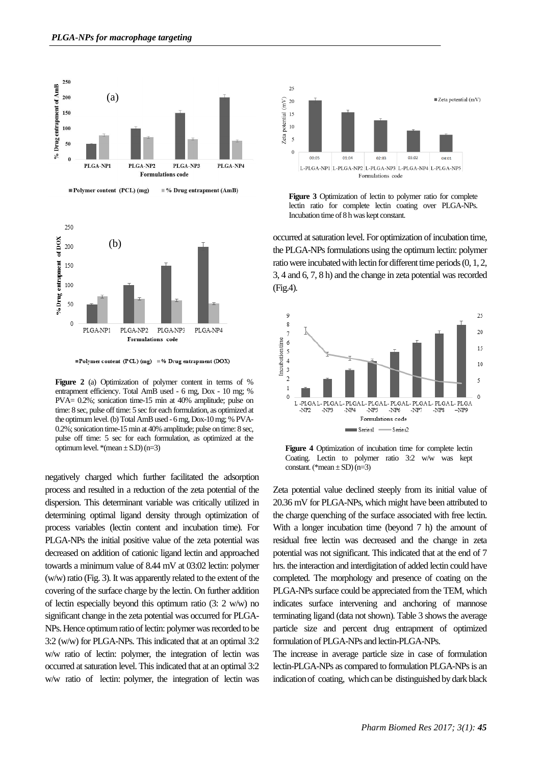**Figure 2** (a) Optimization of polymer content in terms of % entrapment efficiency. Total AmB used - 6 mg, Dox - 10 mg; % PVA= 0.2%; sonication time-15 min at 40% amplitude; pulse on time: 8 sec, pulse off time: 5 sec for each formulation, as optimized at the optimum level. (b) Total AmB used - 6 mg, Dox-10 mg; % PVA-0.2%; sonication time-15 min at 40% amplitude; pulse on time: 8 sec, pulse off time: 5 sec for each formulation, as optimized at the optimum level. *(mean ± S.D) (n=3)

negatively charged which further facilitated the adsorption process and resulted in a reduction of the zeta potential of the dispersion. This determinant variable was critically utilized in determining optimal ligand density through optimization of process variables (lectin content and incubation time). For PLGA-NPs the initial positive value of the zeta potential was decreased on addition of cationic ligand lectin and approached towards a minimum value of 8.44 mV at 03:02 lectin: polymer (w/w) ratio (Fig. 3). It was apparently related to the extent of the covering of the surface charge by the lectin. On further addition of lectin especially beyond this optimum ratio (3: 2 w/w) no significant change in the zeta potential was occurred for PLGA-NPs. Hence optimum ratio of lectin: polymer was recorded to be 3:2 (w/w) for PLGA-NPs. This indicated that at an optimal 3:2 w/w ratio of lectin: polymer, the integration of lectin was occurred at saturation level. This indicated that at an optimal 3:2 w/w ratio of lectin: polymer, the integration of lectin was occurred at saturation level. For optimization of incubation time, the PLGA-NPs formulations using the optimum lectin: polymer ratio were incubated with lectin for different time periods (0, 1, 2, 3, 4 and 6, 7, 8 h) and the change in zeta potential was recorded (Fig.4).

**Figure 3** Optimization of lectin to polymer ratio for complete lectin ratio for complete lectin coating over PLGA-NPs. Incubation time of 8 h was kept constant.

**Figure 4** Optimization of incubation time for complete lectin Coating. Lectin to polymer ratio 3:2 w/w was kept constant. (*mean ± SD) (n=3)

Zeta potential value declined steeply from its initial value of 20.36 mV for PLGA-NPs, which might have been attributed to the charge quenching of the surface associated with free lectin. With a longer incubation time (beyond 7 h) the amount of residual free lectin was decreased and the change in zeta potential was not significant. This indicated that at the end of 7 hrs. the interaction and interdigitation of added lectin could have completed. The morphology and presence of coating on the PLGA-NPs surface could be appreciated from the TEM, which indicates surface intervening and anchoring of mannose terminating ligand (data not shown). Table 3 shows the average particle size and percent drug entrapment of optimized formulation of PLGA-NPs and lectin-PLGA-NPs.

The increase in average particle size in case of formulation lectin-PLGA-NPs as compared to formulation PLGA-NPs is an indication of coating, which can be distinguished by dark black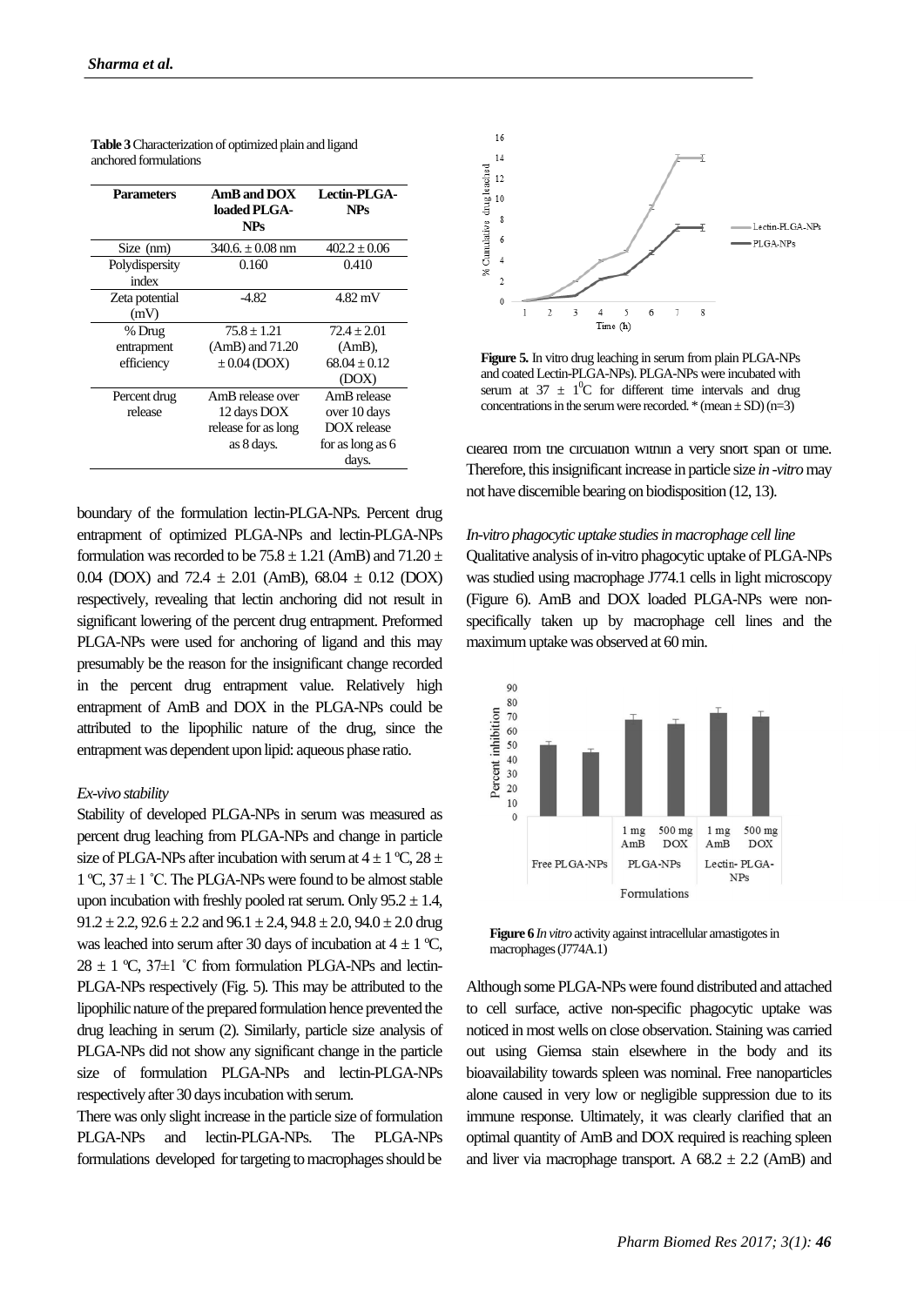**Table 3** Characterization of optimized plain and ligand anchored formulations

| Parameters | AmB and DOX loaded PLGA-NPs | Lectin-PLGA-NPs |
|---|---|---|
| Size (nm) | 340.6. ± 0.08 nm | 402.2 ± 0.06 |
| Polydispersity index | 0.160 | 0.410 |
| Zeta potential (mV) | -4.82 | 4.82 mV |
| % Drug entrapment efficiency | 75.8 ± 1.21 (AmB) and 71.20 ± 0.04 (DOX) | 72.4 ± 2.01 (AmB), 68.04 ± 0.12 (DOX) |
| Percent drug release | AmB release over 12 days DOX release for as long as 8 days. | AmB release over 10 days DOX release for as long as 6 days. |

boundary of the formulation lectin-PLGA-NPs. Percent drug entrapment of optimized PLGA-NPs and lectin-PLGA-NPs formulation was recorded to be 75.8 ± 1.21 (AmB) and 71.20 ± 0.04 (DOX) and 72.4 ± 2.01 (AmB), 68.04 ± 0.12 (DOX) respectively, revealing that lectin anchoring did not result in significant lowering of the percent drug entrapment. Preformed PLGA-NPs were used for anchoring of ligand and this may presumably be the reason for the insignificant change recorded in the percent drug entrapment value. Relatively high entrapment of AmB and DOX in the PLGA-NPs could be attributed to the lipophilic nature of the drug, since the entrapment was dependent upon lipid: aqueous phase ratio.

*Ex-vivo stability*

Stability of developed PLGA-NPs in serum was measured as percent drug leaching from PLGA-NPs and change in particle size of PLGA-NPs after incubation with serum at 4 ± 1 ºC, 28 ± 1 ºC, 37 ± 1 ˚C. The PLGA-NPs were found to be almost stable upon incubation with freshly pooled rat serum. Only 95.2 ± 1.4, 91.2 ± 2.2, 92.6 ± 2.2 and 96.1 ± 2.4, 94.8 ± 2.0, 94.0 ± 2.0 drug was leached into serum after 30 days of incubation at 4 ± 1 ºC, 28 ± 1 ºC, 37±1 ˚C from formulation PLGA-NPs and lectin-PLGA-NPs respectively (Fig. 5). This may be attributed to the lipophilic nature of the prepared formulation hence prevented the drug leaching in serum (2). Similarly, particle size analysis of PLGA-NPs did not show any significant change in the particle size of formulation PLGA-NPs and lectin-PLGA-NPs respectively after 30 days incubation with serum.

There was only slight increase in the particle size of formulation PLGA-NPs and lectin-PLGA-NPs. The PLGA-NPs formulations developed for targeting to macrophages should be cleared from the circulation within a very short span of time. Therefore, this insignificant increase in particle size *in -vitro* may not have discernible bearing on biodisposition (12, 13).

**Figure 5.** In vitro drug leaching in serum from plain PLGA-NPs and coated Lectin-PLGA-NPs). PLGA-NPs were incubated with serum at 37 ± 1$^{0}$C for different time intervals and drug concentrations in the serum were recorded. * (mean ± SD) (n=3)

*In-vitro phagocytic uptake studies in macrophage cell line*

Qualitative analysis of in-vitro phagocytic uptake of PLGA-NPs was studied using macrophage J774.1 cells in light microscopy (Figure 6). AmB and DOX loaded PLGA-NPs were non-specifically taken up by macrophage cell lines and the maximum uptake was observed at 60 min.

**Figure 6** *In vitro* activity against intracellular amastigotes in macrophages (J774A.1)

Although some PLGA-NPs were found distributed and attached to cell surface, active non-specific phagocytic uptake was noticed in most wells on close observation. Staining was carried out using Giemsa stain elsewhere in the body and its bioavailability towards spleen was nominal. Free nanoparticles alone caused in very low or negligible suppression due to its immune response. Ultimately, it was clearly clarified that an optimal quantity of AmB and DOX required is reaching spleen and liver via macrophage transport. A 68.2 ± 2.2 (AmB) and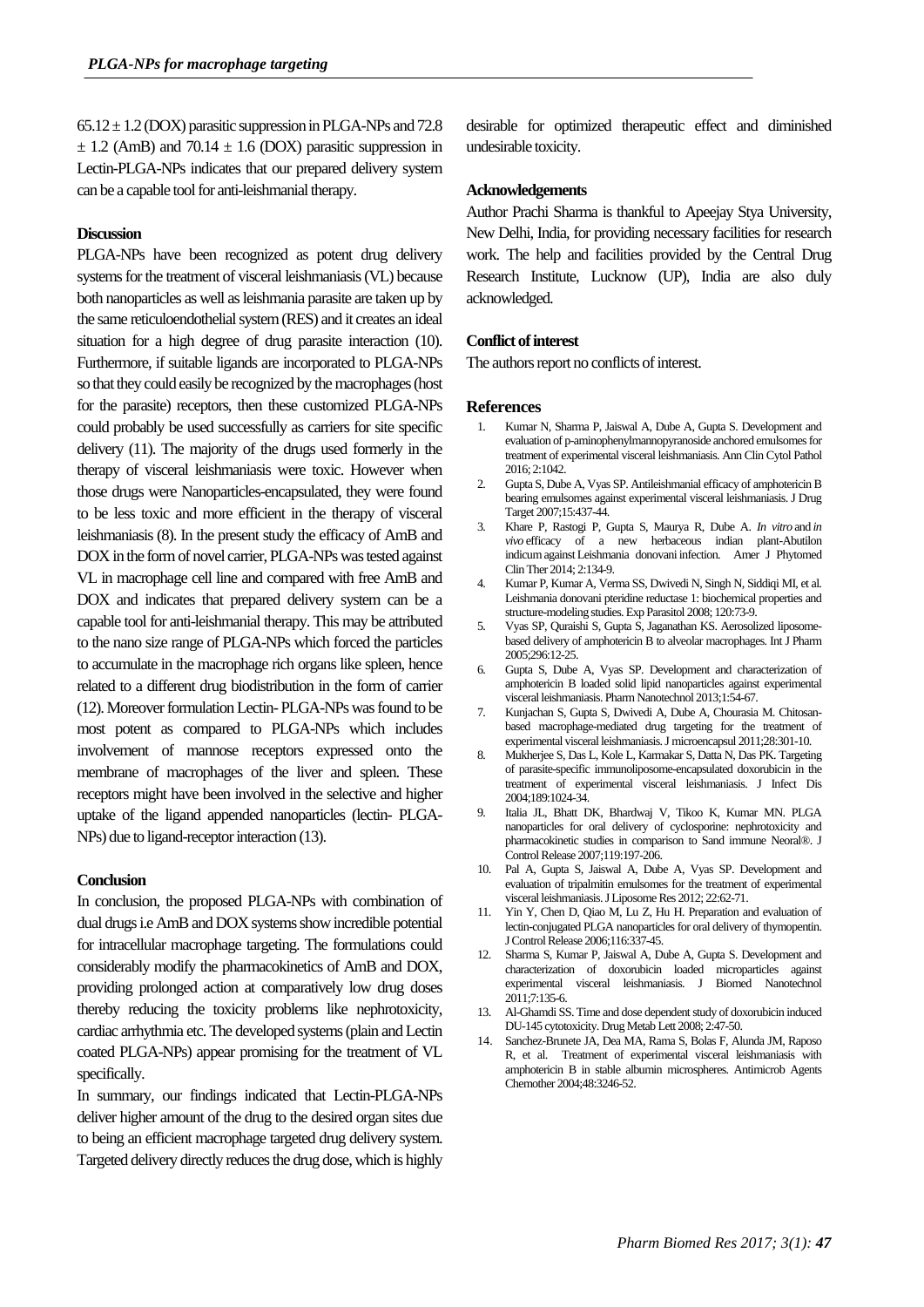$65.12 \pm 1.2$ (DOX) parasitic suppression in PLGA-NPs and 72.8 $\pm$ 1.2 (AmB) and $70.14 \pm 1.6$ (DOX) parasitic suppression in Lectin-PLGA-NPs indicates that our prepared delivery system can be a capable tool for anti-leishmanial therapy.

## Discussion

PLGA-NPs have been recognized as potent drug delivery systems for the treatment of visceral leishmaniasis (VL) because both nanoparticles as well as leishmania parasite are taken up by the same reticuloendothelial system (RES) and it creates an ideal situation for a high degree of drug parasite interaction (10). Furthermore, if suitable ligands are incorporated to PLGA-NPs so that they could easily be recognized by the macrophages (host for the parasite) receptors, then these customized PLGA-NPs could probably be used successfully as carriers for site specific delivery (11). The majority of the drugs used formerly in the therapy of visceral leishmaniasis were toxic. However when those drugs were Nanoparticles-encapsulated, they were found to be less toxic and more efficient in the therapy of visceral leishmaniasis (8). In the present study the efficacy of AmB and DOX in the form of novel carrier, PLGA-NPs was tested against VL in macrophage cell line and compared with free AmB and DOX and indicates that prepared delivery system can be a capable tool for anti-leishmanial therapy. This may be attributed to the nano size range of PLGA-NPs which forced the particles to accumulate in the macrophage rich organs like spleen, hence related to a different drug biodistribution in the form of carrier (12). Moreover formulation Lectin- PLGA-NPs was found to be most potent as compared to PLGA-NPs which includes involvement of mannose receptors expressed onto the membrane of macrophages of the liver and spleen. These receptors might have been involved in the selective and higher uptake of the ligand appended nanoparticles (lectin- PLGA-NPs) due to ligand-receptor interaction (13).

## Conclusion

In conclusion, the proposed PLGA-NPs with combination of dual drugs i.e AmB and DOX systems show incredible potential for intracellular macrophage targeting. The formulations could considerably modify the pharmacokinetics of AmB and DOX, providing prolonged action at comparatively low drug doses thereby reducing the toxicity problems like nephrotoxicity, cardiac arrhythmia etc. The developed systems (plain and Lectin coated PLGA-NPs) appear promising for the treatment of VL specifically.

In summary, our findings indicated that Lectin-PLGA-NPs deliver higher amount of the drug to the desired organ sites due to being an efficient macrophage targeted drug delivery system. Targeted delivery directly reduces the drug dose, which is highly desirable for optimized therapeutic effect and diminished undesirable toxicity.

## Acknowledgements

Author Prachi Sharma is thankful to Apeejay Stya University, New Delhi, India, for providing necessary facilities for research work. The help and facilities provided by the Central Drug Research Institute, Lucknow (UP), India are also duly acknowledged.

## Conflict of interest

The authors report no conflicts of interest.

## References

1. Kumar N, Sharma P, Jaiswal A, Dube A, Gupta S. Development and evaluation of p-aminophenylmannopyranoside anchored emulsomes for treatment of experimental visceral leishmaniasis. Ann Clin Cytol Pathol 2016; 2:1042.
2. Gupta S, Dube A, Vyas SP. Antileishmanial efficacy of amphotericin B bearing emulsomes against experimental visceral leishmaniasis. J Drug Target 2007;15:437-44.
3. Khare P, Rastogi P, Gupta S, Maurya R, Dube A. *In vitro* and *in vivo* efficacy of a new herbaceous indian plant-Abutilon indicum against Leishmania donovani infection. Amer J Phytomed Clin Ther 2014; 2:134-9.
4. Kumar P, Kumar A, Verma SS, Dwivedi N, Singh N, Siddiqi MI, et al. Leishmania donovani pteridine reductase 1: biochemical properties and structure-modeling studies. Exp Parasitol 2008; 120:73-9.
5. Vyas SP, Quraishi S, Gupta S, Jaganathan KS. Aerosolized liposome-based delivery of amphotericin B to alveolar macrophages. Int J Pharm 2005;296:12-25.
6. Gupta S, Dube A, Vyas SP. Development and characterization of amphotericin B loaded solid lipid nanoparticles against experimental visceral leishmaniasis. Pharm Nanotechnol 2013;1:54-67.
7. Kunjachan S, Gupta S, Dwivedi A, Dube A, Chourasia M. Chitosan-based macrophage-mediated drug targeting for the treatment of experimental visceral leishmaniasis. J microencapsul 2011;28:301-10.
8. Mukherjee S, Das L, Kole L, Karmakar S, Datta N, Das PK. Targeting of parasite-specific immunoliposome-encapsulated doxorubicin in the treatment of experimental visceral leishmaniasis. J Infect Dis 2004;189:1024-34.
9. Italia JL, Bhatt DK, Bhardwaj V, Tikoo K, Kumar MN. PLGA nanoparticles for oral delivery of cyclosporine: nephrotoxicity and pharmacokinetic studies in comparison to Sand immune Neoral®. J Control Release 2007;119:197-206.
10. Pal A, Gupta S, Jaiswal A, Dube A, Vyas SP. Development and evaluation of tripalmitin emulsomes for the treatment of experimental visceral leishmaniasis. J Liposome Res 2012; 22:62-71.
11. Yin Y, Chen D, Qiao M, Lu Z, Hu H. Preparation and evaluation of lectin-conjugated PLGA nanoparticles for oral delivery of thymopentin. J Control Release 2006;116:337-45.
12. Sharma S, Kumar P, Jaiswal A, Dube A, Gupta S. Development and characterization of doxorubicin loaded microparticles against experimental visceral leishmaniasis. J Biomed Nanotechnol 2011;7:135-6.
13. Al-Ghamdi SS. Time and dose dependent study of doxorubicin induced DU-145 cytotoxicity. Drug Metab Lett 2008; 2:47-50.
14. Sanchez-Brunete JA, Dea MA, Rama S, Bolas F, Alunda JM, Raposo R, et al. Treatment of experimental visceral leishmaniasis with amphotericin B in stable albumin microspheres. Antimicrob Agents Chemother 2004;48:3246-52.